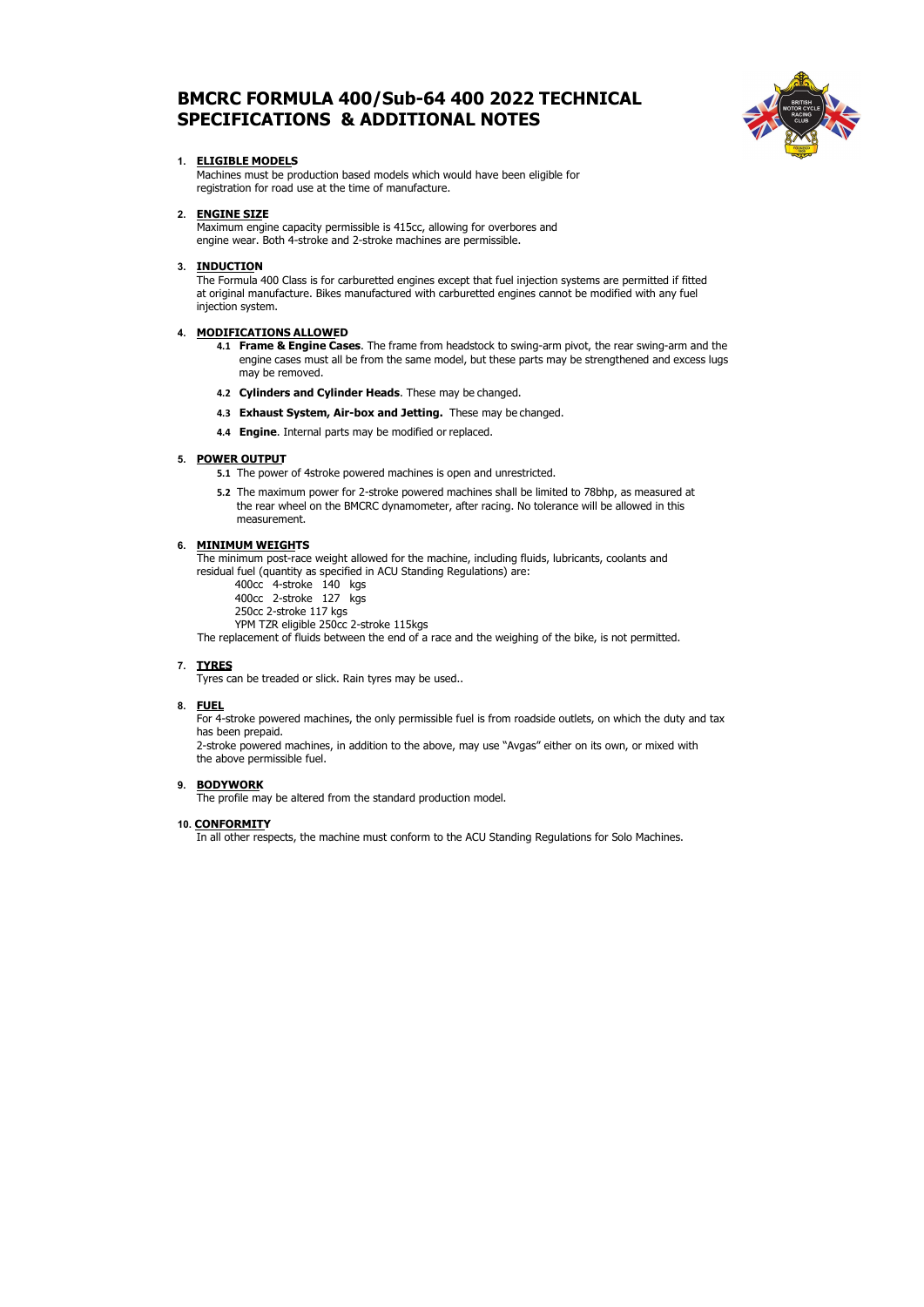# BMCRC FORMULA 400/Sub-64 400 2022 TECHNICAL SPECIFICATIONS & ADDITIONAL NOTES

1. **ELIGIBLE MODELS**

   Machines must be production based models which would have been eligible for registration for road use at the time of manufacture.

2. **ENGINE SIZE**

   Maximum engine capacity permissible is 415cc, allowing for overbores and engine wear. Both 4-stroke and 2-stroke machines are permissible.

3. **INDUCTION**

   The Formula 400 Class is for carburetted engines except that fuel injection systems are permitted if fitted at original manufacture. Bikes manufactured with carburetted engines cannot be modified with any fuel injection system.

4. **MODIFICATIONS ALLOWED**

   **4.1 Frame & Engine Cases**. The frame from headstock to swing-arm pivot, the rear swing-arm and the engine cases must all be from the same model, but these parts may be strengthened and excess lugs may be removed.

   **4.2 Cylinders and Cylinder Heads**. These may be changed.

   **4.3 Exhaust System, Air-box and Jetting.** These may be changed.

   **4.4 Engine**. Internal parts may be modified or replaced.

5. **POWER OUTPUT**

   **5.1** The power of 4stroke powered machines is open and unrestricted.

   **5.2** The maximum power for 2-stroke powered machines shall be limited to 78bhp, as measured at the rear wheel on the BMCRC dynamometer, after racing. No tolerance will be allowed in this measurement.

6. **MINIMUM WEIGHTS**

   The minimum post-race weight allowed for the machine, including fluids, lubricants, coolants and residual fuel (quantity as specified in ACU Standing Regulations) are:

   400cc 4-stroke 140 kgs
   400cc 2-stroke 127 kgs
   250cc 2-stroke 117 kgs
   YPM TZR eligible 250cc 2-stroke 115kgs

   The replacement of fluids between the end of a race and the weighing of the bike, is not permitted.

7. **TYRES**

   Tyres can be treaded or slick. Rain tyres may be used..

8. **FUEL**

   For 4-stroke powered machines, the only permissible fuel is from roadside outlets, on which the duty and tax has been prepaid.

   2-stroke powered machines, in addition to the above, may use “Avgas” either on its own, or mixed with the above permissible fuel.

9. **BODYWORK**

   The profile may be altered from the standard production model.

10. **CONFORMITY**

    In all other respects, the machine must conform to the ACU Standing Regulations for Solo Machines.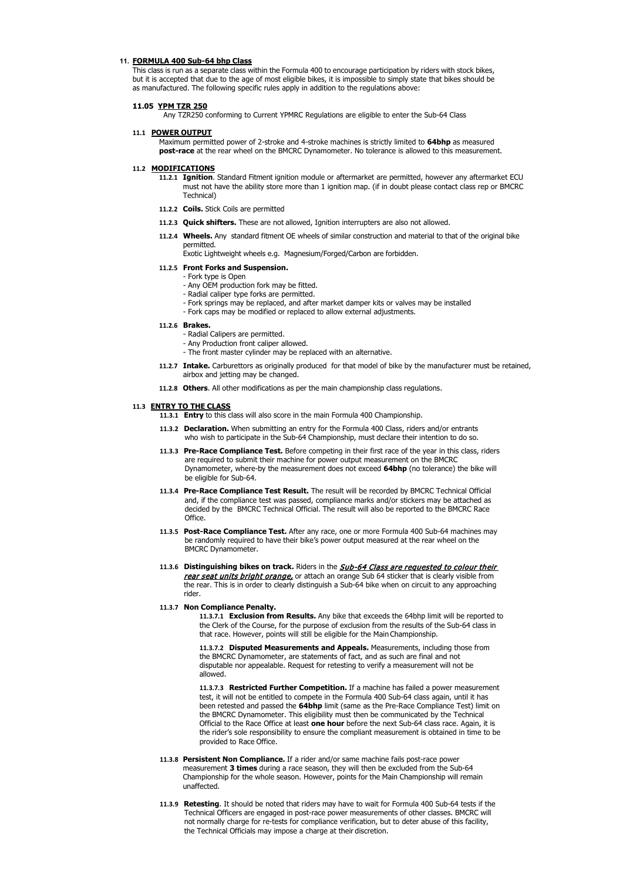## 11. FORMULA 400 Sub-64 bhp Class

This class is run as a separate class within the Formula 400 to encourage participation by riders with stock bikes, but it is accepted that due to the age of most eligible bikes, it is impossible to simply state that bikes should be as manufactured. The following specific rules apply in addition to the regulations above:

### 11.05 YPM TZR 250

Any TZR250 conforming to Current YPMRC Regulations are eligible to enter the Sub-64 Class

### 11.1 POWER OUTPUT

Maximum permitted power of 2-stroke and 4-stroke machines is strictly limited to **64bhp** as measured **post-race** at the rear wheel on the BMCRC Dynamometer. No tolerance is allowed to this measurement.

### 11.2 MODIFICATIONS

**11.2.1 Ignition**. Standard Fitment ignition module or aftermarket are permitted, however any aftermarket ECU must not have the ability store more than 1 ignition map. (if in doubt please contact class rep or BMCRC Technical)

**11.2.2 Coils.** Stick Coils are permitted

**11.2.3 Quick shifters.** These are not allowed, Ignition interrupters are also not allowed.

**11.2.4 Wheels.** Any standard fitment OE wheels of similar construction and material to that of the original bike permitted.
Exotic Lightweight wheels e.g. Magnesium/Forged/Carbon are forbidden.

**11.2.5 Front Forks and Suspension.**
- Fork type is Open
- Any OEM production fork may be fitted.
- Radial caliper type forks are permitted.
- Fork springs may be replaced, and after market damper kits or valves may be installed
- Fork caps may be modified or replaced to allow external adjustments.

**11.2.6 Brakes.**
- Radial Calipers are permitted.
- Any Production front caliper allowed.
- The front master cylinder may be replaced with an alternative.

**11.2.7 Intake.** Carburettors as originally produced for that model of bike by the manufacturer must be retained, airbox and jetting may be changed.

**11.2.8 Others**. All other modifications as per the main championship class regulations.

### 11.3 ENTRY TO THE CLASS

**11.3.1 Entry** to this class will also score in the main Formula 400 Championship.

**11.3.2 Declaration.** When submitting an entry for the Formula 400 Class, riders and/or entrants who wish to participate in the Sub-64 Championship, must declare their intention to do so.

**11.3.3 Pre-Race Compliance Test.** Before competing in their first race of the year in this class, riders are required to submit their machine for power output measurement on the BMCRC Dynamometer, where-by the measurement does not exceed **64bhp** (no tolerance) the bike will be eligible for Sub-64.

**11.3.4 Pre-Race Compliance Test Result.** The result will be recorded by BMCRC Technical Official and, if the compliance test was passed, compliance marks and/or stickers may be attached as decided by the BMCRC Technical Official. The result will also be reported to the BMCRC Race Office.

**11.3.5 Post-Race Compliance Test.** After any race, one or more Formula 400 Sub-64 machines may be randomly required to have their bike's power output measured at the rear wheel on the BMCRC Dynamometer.

**11.3.6 Distinguishing bikes on track.** Riders in the ***Sub-64 Class are requested to colour their rear seat units bright orange,*** or attach an orange Sub 64 sticker that is clearly visible from the rear. This is in order to clearly distinguish a Sub-64 bike when on circuit to any approaching rider.

**11.3.7 Non Compliance Penalty.**

**11.3.7.1 Exclusion from Results.** Any bike that exceeds the 64bhp limit will be reported to the Clerk of the Course, for the purpose of exclusion from the results of the Sub-64 class in that race. However, points will still be eligible for the Main Championship.

**11.3.7.2 Disputed Measurements and Appeals.** Measurements, including those from the BMCRC Dynamometer, are statements of fact, and as such are final and not disputable nor appealable. Request for retesting to verify a measurement will not be allowed.

**11.3.7.3 Restricted Further Competition.** If a machine has failed a power measurement test, it will not be entitled to compete in the Formula 400 Sub-64 class again, until it has been retested and passed the **64bhp** limit (same as the Pre-Race Compliance Test) limit on the BMCRC Dynamometer. This eligibility must then be communicated by the Technical Official to the Race Office at least **one hour** before the next Sub-64 class race. Again, it is the rider's sole responsibility to ensure the compliant measurement is obtained in time to be provided to Race Office.

**11.3.8 Persistent Non Compliance.** If a rider and/or same machine fails post-race power measurement **3 times** during a race season, they will then be excluded from the Sub-64 Championship for the whole season. However, points for the Main Championship will remain unaffected.

**11.3.9 Retesting**. It should be noted that riders may have to wait for Formula 400 Sub-64 tests if the Technical Officers are engaged in post-race power measurements of other classes. BMCRC will not normally charge for re-tests for compliance verification, but to deter abuse of this facility, the Technical Officials may impose a charge at their discretion.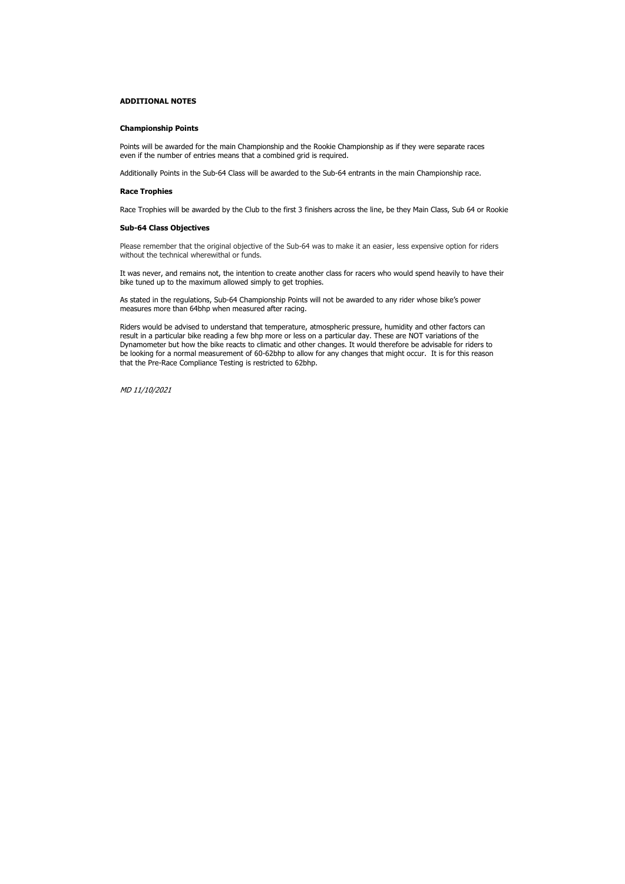## ADDITIONAL NOTES

### Championship Points

Points will be awarded for the main Championship and the Rookie Championship as if they were separate races even if the number of entries means that a combined grid is required.

Additionally Points in the Sub-64 Class will be awarded to the Sub-64 entrants in the main Championship race.

### Race Trophies

Race Trophies will be awarded by the Club to the first 3 finishers across the line, be they Main Class, Sub 64 or Rookie

### Sub-64 Class Objectives

Please remember that the original objective of the Sub-64 was to make it an easier, less expensive option for riders without the technical wherewithal or funds.

It was never, and remains not, the intention to create another class for racers who would spend heavily to have their bike tuned up to the maximum allowed simply to get trophies.

As stated in the regulations, Sub-64 Championship Points will not be awarded to any rider whose bike's power measures more than 64bhp when measured after racing.

Riders would be advised to understand that temperature, atmospheric pressure, humidity and other factors can result in a particular bike reading a few bhp more or less on a particular day. These are NOT variations of the Dynamometer but how the bike reacts to climatic and other changes. It would therefore be advisable for riders to be looking for a normal measurement of 60-62bhp to allow for any changes that might occur. It is for this reason that the Pre-Race Compliance Testing is restricted to 62bhp.

*MD 11/10/2021*